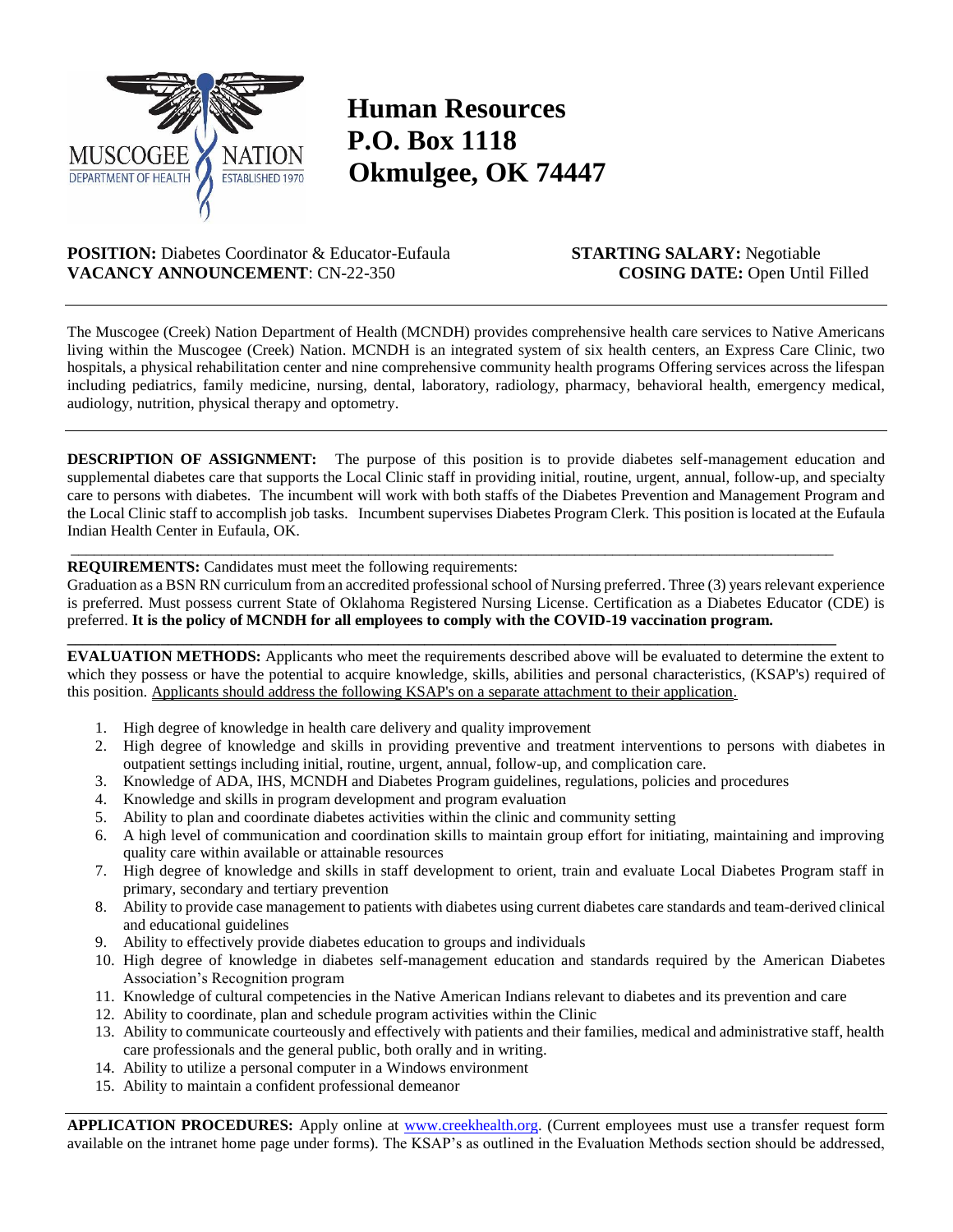MUSCOGEE NATION
DEPARTMENT OF HEALTH — ESTABLISHED 1970

# Human Resources
# P.O. Box 1118
# Okmulgee, OK 74447

**POSITION:** Diabetes Coordinator & Educator-Eufaula  
**VACANCY ANNOUNCEMENT**: CN-22-350

**STARTING SALARY:** Negotiable  
**COSING DATE:** Open Until Filled

---

The Muscogee (Creek) Nation Department of Health (MCNDH) provides comprehensive health care services to Native Americans living within the Muscogee (Creek) Nation. MCNDH is an integrated system of six health centers, an Express Care Clinic, two hospitals, a physical rehabilitation center and nine comprehensive community health programs Offering services across the lifespan including pediatrics, family medicine, nursing, dental, laboratory, radiology, pharmacy, behavioral health, emergency medical, audiology, nutrition, physical therapy and optometry.

---

**DESCRIPTION OF ASSIGNMENT:** The purpose of this position is to provide diabetes self-management education and supplemental diabetes care that supports the Local Clinic staff in providing initial, routine, urgent, annual, follow-up, and specialty care to persons with diabetes. The incumbent will work with both staffs of the Diabetes Prevention and Management Program and the Local Clinic staff to accomplish job tasks. Incumbent supervises Diabetes Program Clerk. This position is located at the Eufaula Indian Health Center in Eufaula, OK.

---

**REQUIREMENTS:** Candidates must meet the following requirements:
Graduation as a BSN RN curriculum from an accredited professional school of Nursing preferred. Three (3) years relevant experience is preferred. Must possess current State of Oklahoma Registered Nursing License. Certification as a Diabetes Educator (CDE) is preferred. **It is the policy of MCNDH for all employees to comply with the COVID-19 vaccination program.**

---

**EVALUATION METHODS:** Applicants who meet the requirements described above will be evaluated to determine the extent to which they possess or have the potential to acquire knowledge, skills, abilities and personal characteristics, (KSAP's) required of this position. Applicants should address the following KSAP's on a separate attachment to their application.

1. High degree of knowledge in health care delivery and quality improvement
2. High degree of knowledge and skills in providing preventive and treatment interventions to persons with diabetes in outpatient settings including initial, routine, urgent, annual, follow-up, and complication care.
3. Knowledge of ADA, IHS, MCNDH and Diabetes Program guidelines, regulations, policies and procedures
4. Knowledge and skills in program development and program evaluation
5. Ability to plan and coordinate diabetes activities within the clinic and community setting
6. A high level of communication and coordination skills to maintain group effort for initiating, maintaining and improving quality care within available or attainable resources
7. High degree of knowledge and skills in staff development to orient, train and evaluate Local Diabetes Program staff in primary, secondary and tertiary prevention
8. Ability to provide case management to patients with diabetes using current diabetes care standards and team-derived clinical and educational guidelines
9. Ability to effectively provide diabetes education to groups and individuals
10. High degree of knowledge in diabetes self-management education and standards required by the American Diabetes Association's Recognition program
11. Knowledge of cultural competencies in the Native American Indians relevant to diabetes and its prevention and care
12. Ability to coordinate, plan and schedule program activities within the Clinic
13. Ability to communicate courteously and effectively with patients and their families, medical and administrative staff, health care professionals and the general public, both orally and in writing.
14. Ability to utilize a personal computer in a Windows environment
15. Ability to maintain a confident professional demeanor

---

**APPLICATION PROCEDURES:** Apply online at www.creekhealth.org. (Current employees must use a transfer request form available on the intranet home page under forms). The KSAP's as outlined in the Evaluation Methods section should be addressed,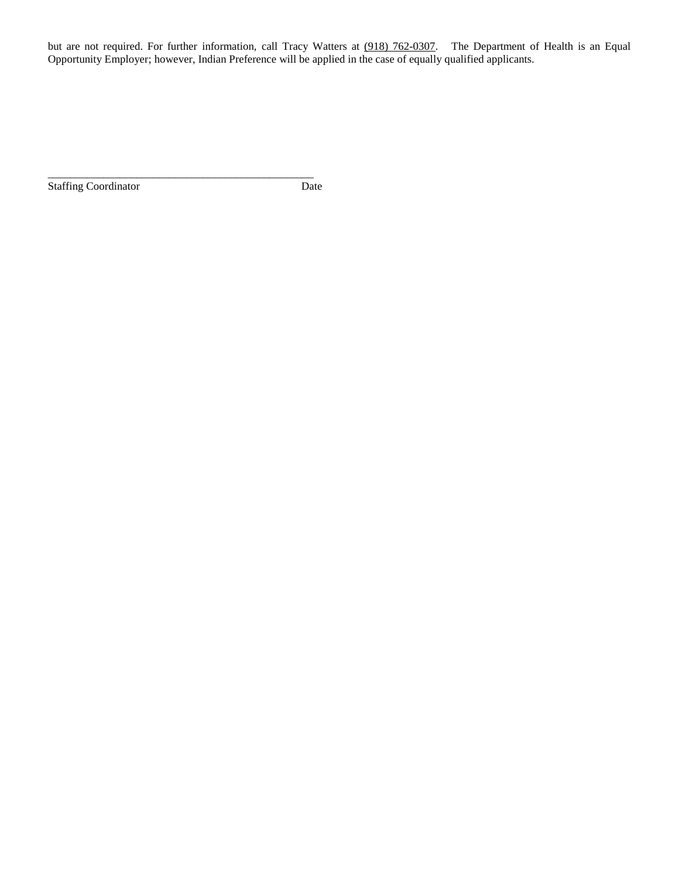but are not required. For further information, call Tracy Watters at (918) 762-0307. The Department of Health is an Equal Opportunity Employer; however, Indian Preference will be applied in the case of equally qualified applicants.

\_\_\_\_\_\_\_\_\_\_\_\_\_\_\_\_\_\_\_\_\_\_\_\_\_\_\_\_\_\_\_\_\_\_\_\_\_\_\_\_\_\_\_\_\_\_\_\_\_\_

Staffing Coordinator                                                          Date